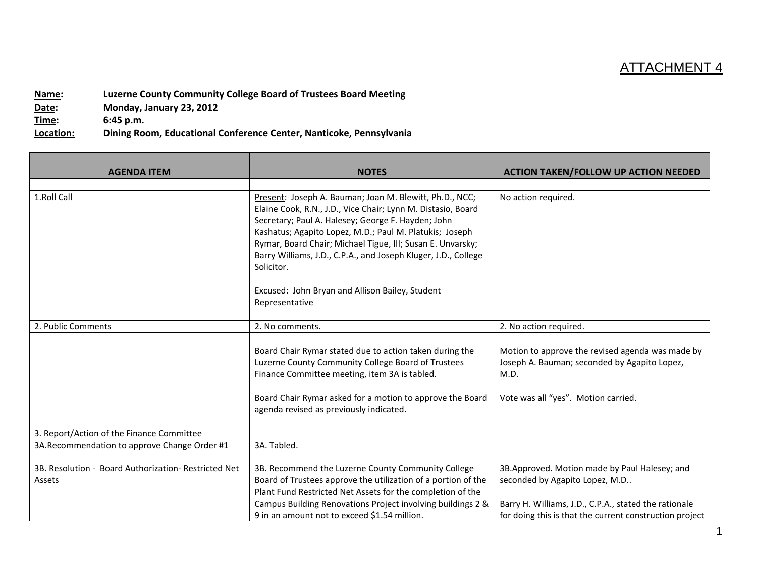# ATTACHMENT 4

**Name:** **Luzerne County Community College Board of Trustees Board Meeting**
**Date:** **Monday, January 23, 2012**
**Time:** **6:45 p.m.**
**Location:** **Dining Room, Educational Conference Center, Nanticoke, Pennsylvania**

| AGENDA ITEM | NOTES | ACTION TAKEN/FOLLOW UP ACTION NEEDED |
|---|---|---|
| | | |
| 1.Roll Call | Present: Joseph A. Bauman; Joan M. Blewitt, Ph.D., NCC; Elaine Cook, R.N., J.D., Vice Chair; Lynn M. Distasio, Board Secretary; Paul A. Halesey; George F. Hayden; John Kashatus; Agapito Lopez, M.D.; Paul M. Platukis; Joseph Rymar, Board Chair; Michael Tigue, III; Susan E. Unvarsky; Barry Williams, J.D., C.P.A., and Joseph Kluger, J.D., College Solicitor.<br><br>Excused: John Bryan and Allison Bailey, Student Representative | No action required. |
| | | |
| 2. Public Comments | 2. No comments. | 2. No action required. |
| | | |
| | Board Chair Rymar stated due to action taken during the Luzerne County Community College Board of Trustees Finance Committee meeting, item 3A is tabled.<br><br>Board Chair Rymar asked for a motion to approve the Board agenda revised as previously indicated. | Motion to approve the revised agenda was made by Joseph A. Bauman; seconded by Agapito Lopez, M.D.<br><br>Vote was all "yes". Motion carried. |
| | | |
| 3. Report/Action of the Finance Committee<br>3A.Recommendation to approve Change Order #1<br><br>3B. Resolution - Board Authorization- Restricted Net Assets | 3A. Tabled.<br><br>3B. Recommend the Luzerne County Community College Board of Trustees approve the utilization of a portion of the Plant Fund Restricted Net Assets for the completion of the Campus Building Renovations Project involving buildings 2 & 9 in an amount not to exceed $1.54 million. | 3B.Approved. Motion made by Paul Halesey; and seconded by Agapito Lopez, M.D..<br><br>Barry H. Williams, J.D., C.P.A., stated the rationale for doing this is that the current construction project |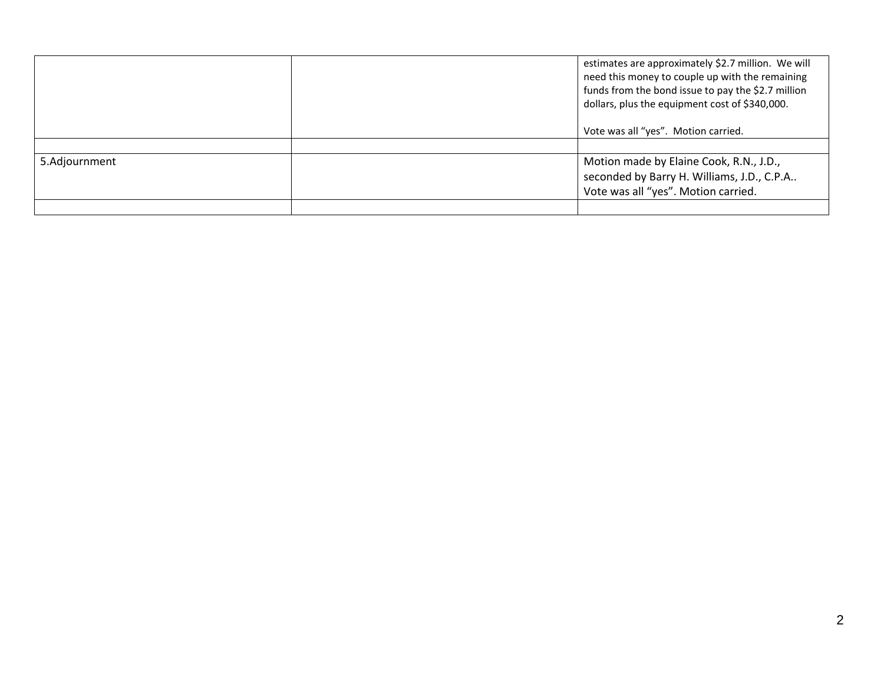| | | |
|---|---|---|
| | | estimates are approximately $2.7 million. We will need this money to couple up with the remaining funds from the bond issue to pay the $2.7 million dollars, plus the equipment cost of $340,000.<br><br>Vote was all "yes". Motion carried. |
| | | |
| 5.Adjournment | | Motion made by Elaine Cook, R.N., J.D., seconded by Barry H. Williams, J.D., C.P.A.. Vote was all "yes". Motion carried. |
| | | |